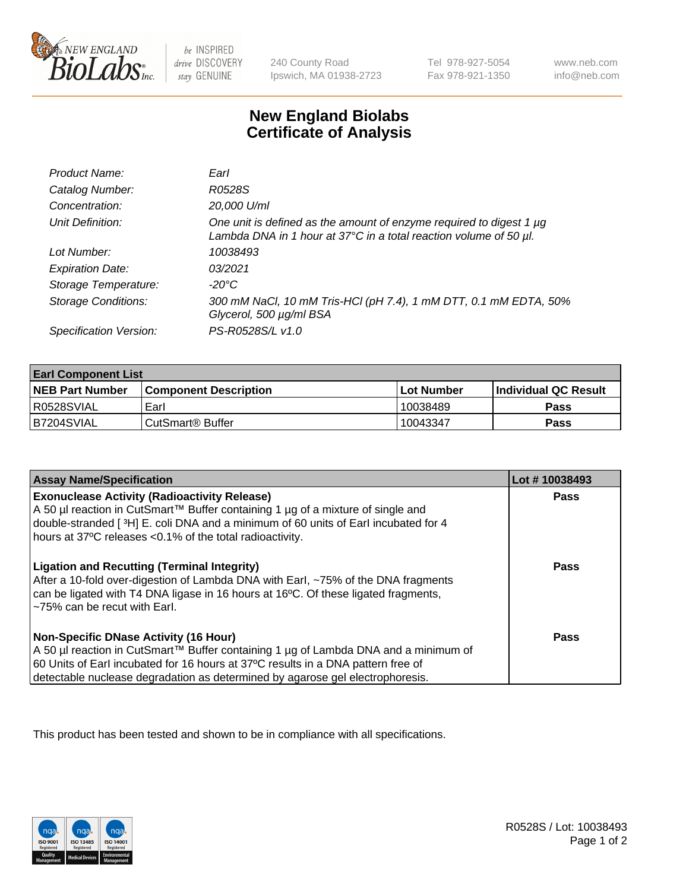New England BioLabs Inc. — be INSPIRED drive DISCOVERY stay GENUINE

240 County Road
Ipswich, MA 01938-2723

Tel 978-927-5054
Fax 978-921-1350

www.neb.com
info@neb.com

# New England Biolabs Certificate of Analysis

| | |
|---|---|
| *Product Name:* | *EarI* |
| *Catalog Number:* | *R0528S* |
| *Concentration:* | *20,000 U/ml* |
| *Unit Definition:* | *One unit is defined as the amount of enzyme required to digest 1 µg Lambda DNA in 1 hour at 37°C in a total reaction volume of 50 µl.* |
| *Lot Number:* | *10038493* |
| *Expiration Date:* | *03/2021* |
| *Storage Temperature:* | *-20°C* |
| *Storage Conditions:* | *300 mM NaCl, 10 mM Tris-HCl (pH 7.4), 1 mM DTT, 0.1 mM EDTA, 50% Glycerol, 500 µg/ml BSA* |
| *Specification Version:* | *PS-R0528S/L v1.0* |

| EarI Component List | | | |
|---|---|---|---|
| **NEB Part Number** | **Component Description** | **Lot Number** | **Individual QC Result** |
| R0528SVIAL | EarI | 10038489 | **Pass** |
| B7204SVIAL | CutSmart® Buffer | 10043347 | **Pass** |

| Assay Name/Specification | Lot # 10038493 |
|---|---|
| **Exonuclease Activity (Radioactivity Release)** A 50 µl reaction in CutSmart™ Buffer containing 1 µg of a mixture of single and double-stranded [ $^3$H] E. coli DNA and a minimum of 60 units of EarI incubated for 4 hours at 37ºC releases <0.1% of the total radioactivity. | **Pass** |
| **Ligation and Recutting (Terminal Integrity)** After a 10-fold over-digestion of Lambda DNA with EarI, ~75% of the DNA fragments can be ligated with T4 DNA ligase in 16 hours at 16ºC. Of these ligated fragments, ~75% can be recut with EarI. | **Pass** |
| **Non-Specific DNase Activity (16 Hour)** A 50 µl reaction in CutSmart™ Buffer containing 1 µg of Lambda DNA and a minimum of 60 Units of EarI incubated for 16 hours at 37ºC results in a DNA pattern free of detectable nuclease degradation as determined by agarose gel electrophoresis. | **Pass** |

This product has been tested and shown to be in compliance with all specifications.

R0528S / Lot: 10038493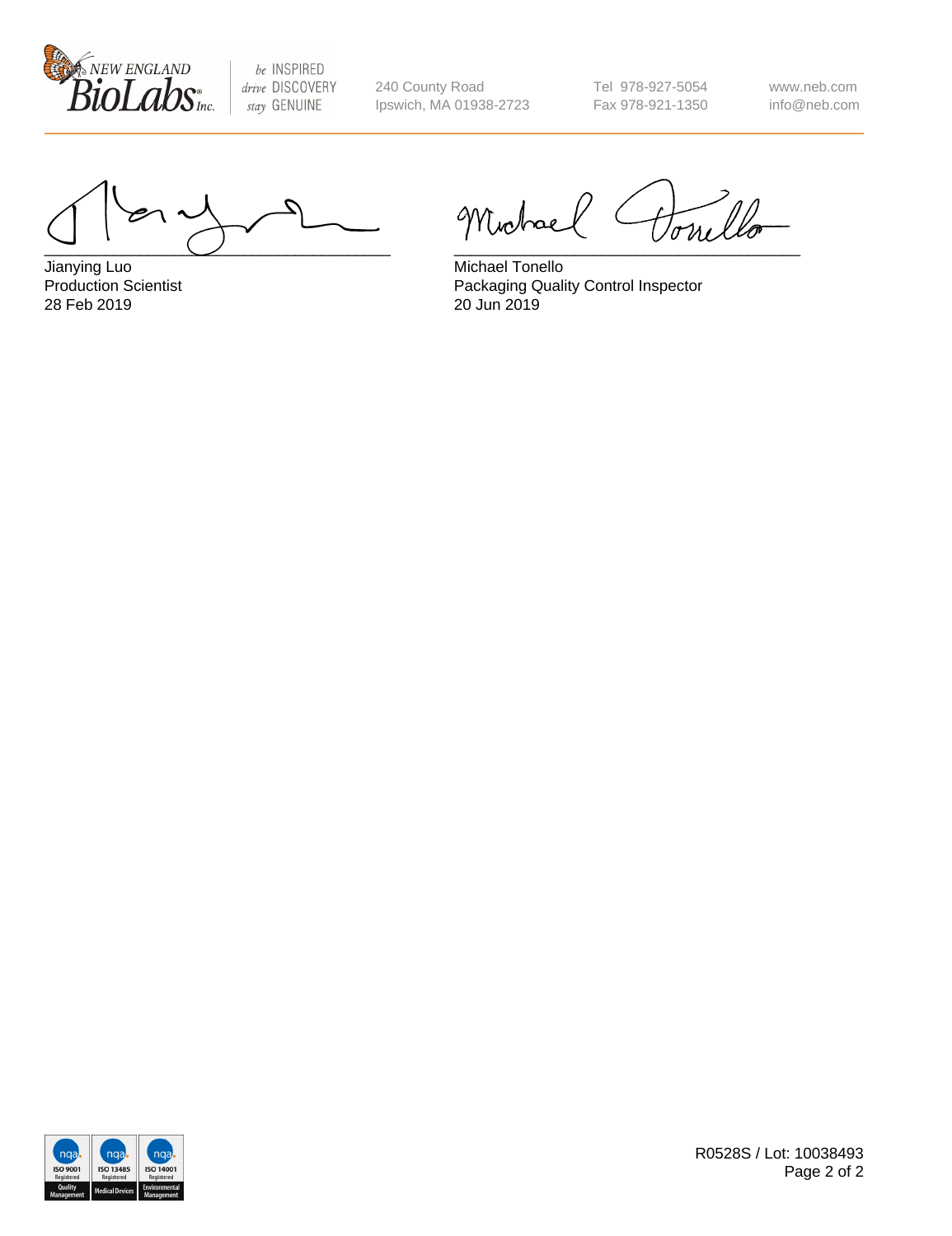NEW ENGLAND BioLabs Inc.

be INSPIRED
drive DISCOVERY
stay GENUINE

240 County Road
Ipswich, MA 01938-2723

Tel 978-927-5054
Fax 978-921-1350

www.neb.com
info@neb.com

Jianying Luo
Production Scientist
28 Feb 2019

Michael Tonello
Packaging Quality Control Inspector
20 Jun 2019

R0528S / Lot: 10038493